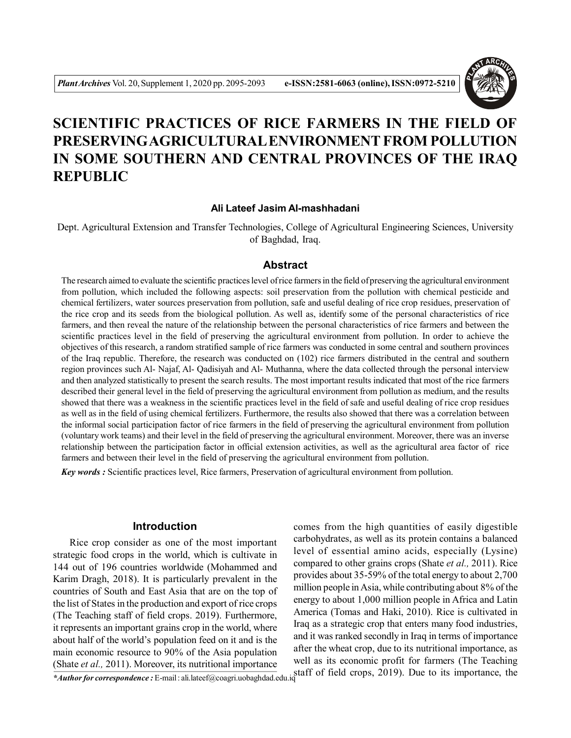# SCIENTIFIC PRACTICES OF RICE FARMERS IN THE FIELD OF PRESERVING AGRICULTURAL ENVIRONMENT FROM POLLUTION IN SOME SOUTHERN AND CENTRAL PROVINCES OF THE IRAQ REPUBLIC

**Ali Lateef Jasim Al-mashhadani**

Dept. Agricultural Extension and Transfer Technologies, College of Agricultural Engineering Sciences, University of Baghdad, Iraq.

## Abstract

The research aimed to evaluate the scientific practices level of rice farmers in the field of preserving the agricultural environment from pollution, which included the following aspects: soil preservation from the pollution with chemical pesticide and chemical fertilizers, water sources preservation from pollution, safe and useful dealing of rice crop residues, preservation of the rice crop and its seeds from the biological pollution. As well as, identify some of the personal characteristics of rice farmers, and then reveal the nature of the relationship between the personal characteristics of rice farmers and between the scientific practices level in the field of preserving the agricultural environment from pollution. In order to achieve the objectives of this research, a random stratified sample of rice farmers was conducted in some central and southern provinces of the Iraq republic. Therefore, the research was conducted on (102) rice farmers distributed in the central and southern region provinces such Al- Najaf, Al- Qadisiyah and Al- Muthanna, where the data collected through the personal interview and then analyzed statistically to present the search results. The most important results indicated that most of the rice farmers described their general level in the field of preserving the agricultural environment from pollution as medium, and the results showed that there was a weakness in the scientific practices level in the field of safe and useful dealing of rice crop residues as well as in the field of using chemical fertilizers. Furthermore, the results also showed that there was a correlation between the informal social participation factor of rice farmers in the field of preserving the agricultural environment from pollution (voluntary work teams) and their level in the field of preserving the agricultural environment. Moreover, there was an inverse relationship between the participation factor in official extension activities, as well as the agricultural area factor of rice farmers and between their level in the field of preserving the agricultural environment from pollution.

***Key words :*** Scientific practices level, Rice farmers, Preservation of agricultural environment from pollution.

## Introduction

Rice crop consider as one of the most important strategic food crops in the world, which is cultivate in 144 out of 196 countries worldwide (Mohammed and Karim Dragh, 2018). It is particularly prevalent in the countries of South and East Asia that are on the top of the list of States in the production and export of rice crops (The Teaching staff of field crops. 2019). Furthermore, it represents an important grains crop in the world, where about half of the world's population feed on it and is the main economic resource to 90% of the Asia population (Shate *et al.,* 2011). Moreover, its nutritional importance comes from the high quantities of easily digestible carbohydrates, as well as its protein contains a balanced level of essential amino acids, especially (Lysine) compared to other grains crops (Shate *et al.,* 2011). Rice provides about 35-59% of the total energy to about 2,700 million people in Asia, while contributing about 8% of the energy to about 1,000 million people in Africa and Latin America (Tomas and Haki, 2010). Rice is cultivated in Iraq as a strategic crop that enters many food industries, and it was ranked secondly in Iraq in terms of importance after the wheat crop, due to its nutritional importance, as well as its economic profit for farmers (The Teaching staff of field crops, 2019). Due to its importance, the

***Author for correspondence :** E-mail : ali.lateef@coagri.uobaghdad.edu.iq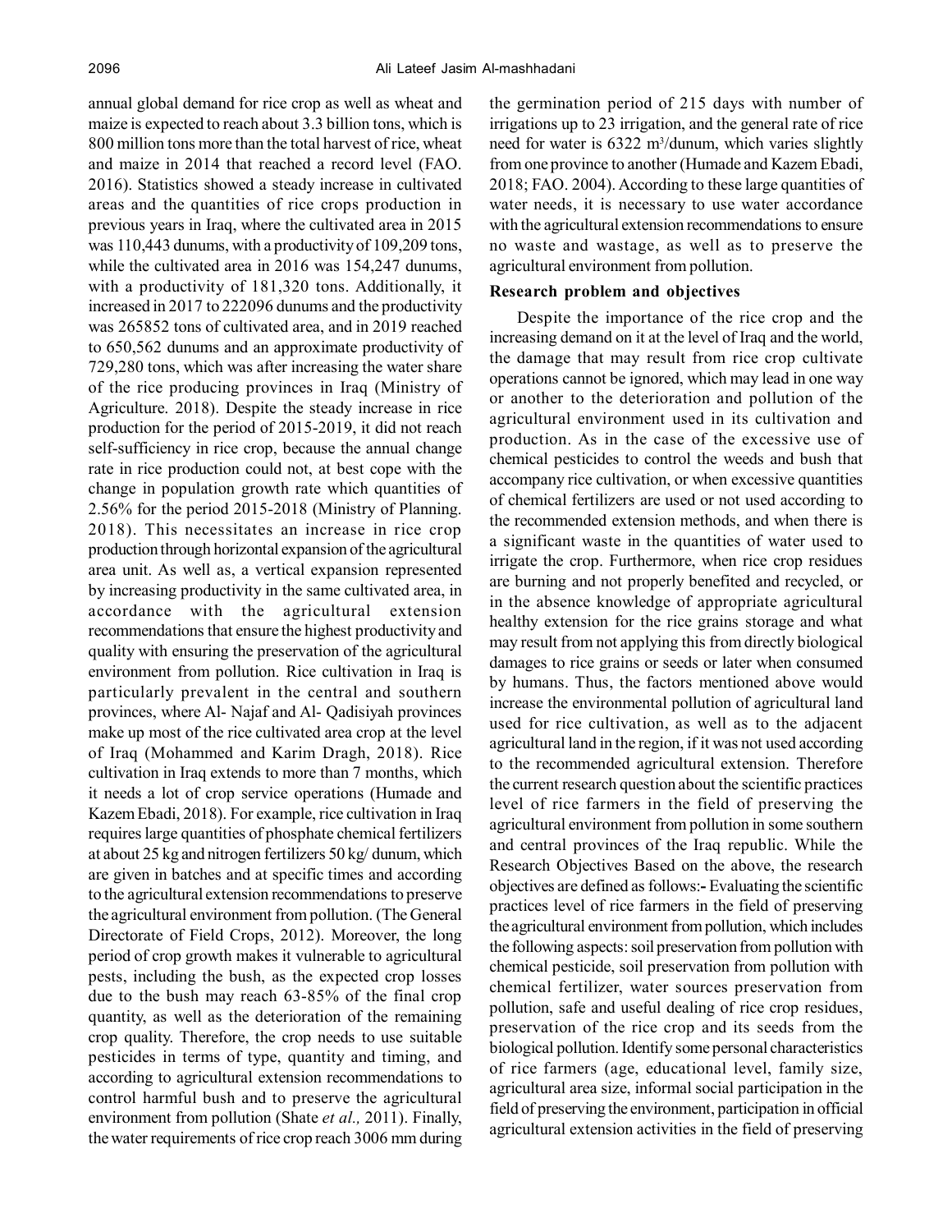annual global demand for rice crop as well as wheat and maize is expected to reach about 3.3 billion tons, which is 800 million tons more than the total harvest of rice, wheat and maize in 2014 that reached a record level (FAO. 2016). Statistics showed a steady increase in cultivated areas and the quantities of rice crops production in previous years in Iraq, where the cultivated area in 2015 was 110,443 dunums, with a productivity of 109,209 tons, while the cultivated area in 2016 was 154,247 dunums, with a productivity of 181,320 tons. Additionally, it increased in 2017 to 222096 dunums and the productivity was 265852 tons of cultivated area, and in 2019 reached to 650,562 dunums and an approximate productivity of 729,280 tons, which was after increasing the water share of the rice producing provinces in Iraq (Ministry of Agriculture. 2018). Despite the steady increase in rice production for the period of 2015-2019, it did not reach self-sufficiency in rice crop, because the annual change rate in rice production could not, at best cope with the change in population growth rate which quantities of 2.56% for the period 2015-2018 (Ministry of Planning. 2018). This necessitates an increase in rice crop production through horizontal expansion of the agricultural area unit. As well as, a vertical expansion represented by increasing productivity in the same cultivated area, in accordance with the agricultural extension recommendations that ensure the highest productivity and quality with ensuring the preservation of the agricultural environment from pollution. Rice cultivation in Iraq is particularly prevalent in the central and southern provinces, where Al- Najaf and Al- Qadisiyah provinces make up most of the rice cultivated area crop at the level of Iraq (Mohammed and Karim Dragh, 2018). Rice cultivation in Iraq extends to more than 7 months, which it needs a lot of crop service operations (Humade and Kazem Ebadi, 2018). For example, rice cultivation in Iraq requires large quantities of phosphate chemical fertilizers at about 25 kg and nitrogen fertilizers 50 kg/ dunum, which are given in batches and at specific times and according to the agricultural extension recommendations to preserve the agricultural environment from pollution. (The General Directorate of Field Crops, 2012). Moreover, the long period of crop growth makes it vulnerable to agricultural pests, including the bush, as the expected crop losses due to the bush may reach 63-85% of the final crop quantity, as well as the deterioration of the remaining crop quality. Therefore, the crop needs to use suitable pesticides in terms of type, quantity and timing, and according to agricultural extension recommendations to control harmful bush and to preserve the agricultural environment from pollution (Shate *et al.,* 2011). Finally, the water requirements of rice crop reach 3006 mm during the germination period of 215 days with number of irrigations up to 23 irrigation, and the general rate of rice need for water is 6322 $m^3$/dunum, which varies slightly from one province to another (Humade and Kazem Ebadi, 2018; FAO. 2004). According to these large quantities of water needs, it is necessary to use water accordance with the agricultural extension recommendations to ensure no waste and wastage, as well as to preserve the agricultural environment from pollution.

### Research problem and objectives

Despite the importance of the rice crop and the increasing demand on it at the level of Iraq and the world, the damage that may result from rice crop cultivate operations cannot be ignored, which may lead in one way or another to the deterioration and pollution of the agricultural environment used in its cultivation and production. As in the case of the excessive use of chemical pesticides to control the weeds and bush that accompany rice cultivation, or when excessive quantities of chemical fertilizers are used or not used according to the recommended extension methods, and when there is a significant waste in the quantities of water used to irrigate the crop. Furthermore, when rice crop residues are burning and not properly benefited and recycled, or in the absence knowledge of appropriate agricultural healthy extension for the rice grains storage and what may result from not applying this from directly biological damages to rice grains or seeds or later when consumed by humans. Thus, the factors mentioned above would increase the environmental pollution of agricultural land used for rice cultivation, as well as to the adjacent agricultural land in the region, if it was not used according to the recommended agricultural extension. Therefore the current research question about the scientific practices level of rice farmers in the field of preserving the agricultural environment from pollution in some southern and central provinces of the Iraq republic. While the Research Objectives Based on the above, the research objectives are defined as follows:**-** Evaluating the scientific practices level of rice farmers in the field of preserving the agricultural environment from pollution, which includes the following aspects: soil preservation from pollution with chemical pesticide, soil preservation from pollution with chemical fertilizer, water sources preservation from pollution, safe and useful dealing of rice crop residues, preservation of the rice crop and its seeds from the biological pollution. Identify some personal characteristics of rice farmers (age, educational level, family size, agricultural area size, informal social participation in the field of preserving the environment, participation in official agricultural extension activities in the field of preserving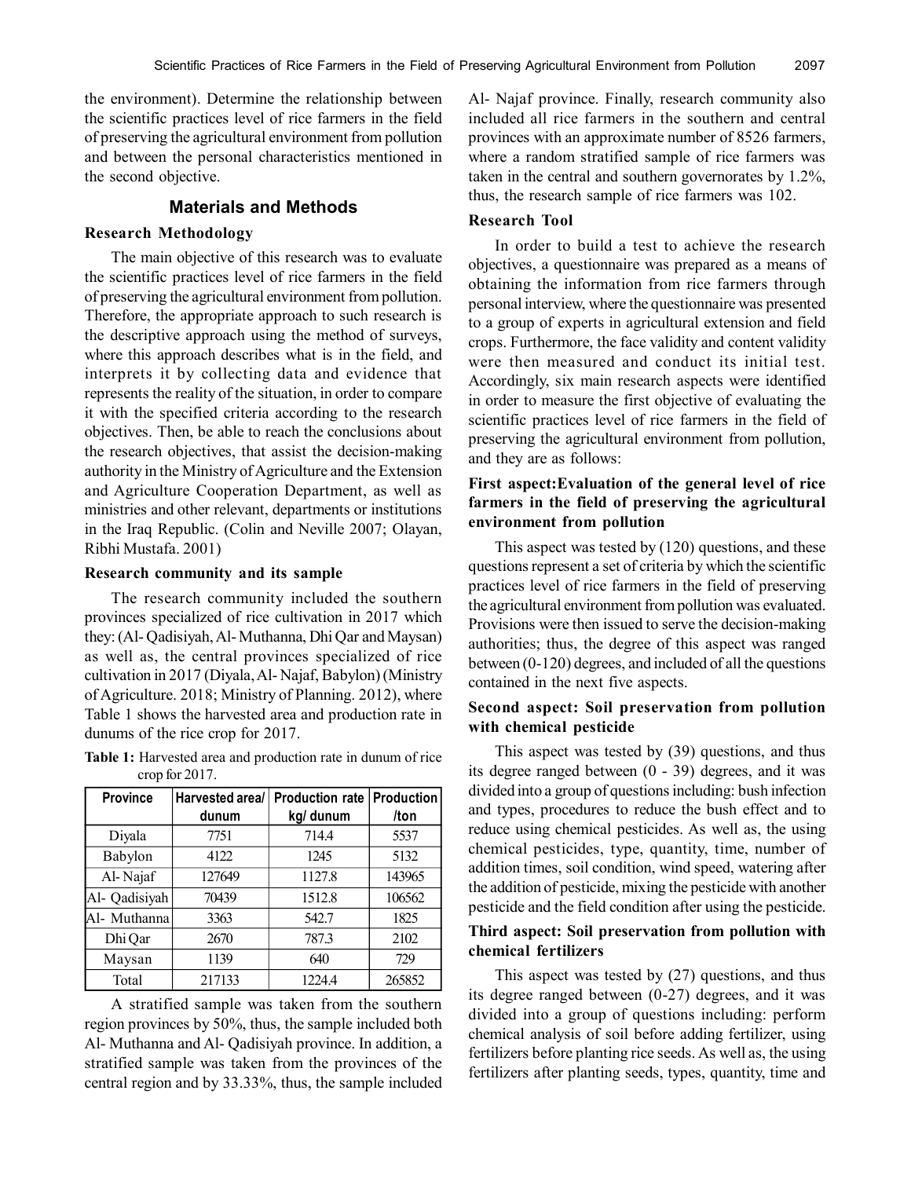the environment). Determine the relationship between the scientific practices level of rice farmers in the field of preserving the agricultural environment from pollution and between the personal characteristics mentioned in the second objective.

## Materials and Methods

### Research Methodology

The main objective of this research was to evaluate the scientific practices level of rice farmers in the field of preserving the agricultural environment from pollution. Therefore, the appropriate approach to such research is the descriptive approach using the method of surveys, where this approach describes what is in the field, and interprets it by collecting data and evidence that represents the reality of the situation, in order to compare it with the specified criteria according to the research objectives. Then, be able to reach the conclusions about the research objectives, that assist the decision-making authority in the Ministry of Agriculture and the Extension and Agriculture Cooperation Department, as well as ministries and other relevant, departments or institutions in the Iraq Republic. (Colin and Neville 2007; Olayan, Ribhi Mustafa. 2001)

### Research community and its sample

The research community included the southern provinces specialized of rice cultivation in 2017 which they: (Al- Qadisiyah, Al- Muthanna, Dhi Qar and Maysan) as well as, the central provinces specialized of rice cultivation in 2017 (Diyala, Al- Najaf, Babylon) (Ministry of Agriculture. 2018; Ministry of Planning. 2012), where Table 1 shows the harvested area and production rate in dunums of the rice crop for 2017.

**Table 1:** Harvested area and production rate in dunum of rice crop for 2017.

| Province | Harvested area/ dunum | Production rate kg/ dunum | Production /ton |
|---|---|---|---|
| Diyala | 7751 | 714.4 | 5537 |
| Babylon | 4122 | 1245 | 5132 |
| Al- Najaf | 127649 | 1127.8 | 143965 |
| Al- Qadisiyah | 70439 | 1512.8 | 106562 |
| Al- Muthanna | 3363 | 542.7 | 1825 |
| Dhi Qar | 2670 | 787.3 | 2102 |
| Maysan | 1139 | 640 | 729 |
| Total | 217133 | 1224.4 | 265852 |

A stratified sample was taken from the southern region provinces by 50%, thus, the sample included both Al- Muthanna and Al- Qadisiyah province. In addition, a stratified sample was taken from the provinces of the central region and by 33.33%, thus, the sample included Al- Najaf province. Finally, research community also included all rice farmers in the southern and central provinces with an approximate number of 8526 farmers, where a random stratified sample of rice farmers was taken in the central and southern governorates by 1.2%, thus, the research sample of rice farmers was 102.

### Research Tool

In order to build a test to achieve the research objectives, a questionnaire was prepared as a means of obtaining the information from rice farmers through personal interview, where the questionnaire was presented to a group of experts in agricultural extension and field crops. Furthermore, the face validity and content validity were then measured and conduct its initial test. Accordingly, six main research aspects were identified in order to measure the first objective of evaluating the scientific practices level of rice farmers in the field of preserving the agricultural environment from pollution, and they are as follows:

#### First aspect:Evaluation of the general level of rice farmers in the field of preserving the agricultural environment from pollution

This aspect was tested by (120) questions, and these questions represent a set of criteria by which the scientific practices level of rice farmers in the field of preserving the agricultural environment from pollution was evaluated. Provisions were then issued to serve the decision-making authorities; thus, the degree of this aspect was ranged between (0-120) degrees, and included of all the questions contained in the next five aspects.

#### Second aspect: Soil preservation from pollution with chemical pesticide

This aspect was tested by (39) questions, and thus its degree ranged between (0 - 39) degrees, and it was divided into a group of questions including: bush infection and types, procedures to reduce the bush effect and to reduce using chemical pesticides. As well as, the using chemical pesticides, type, quantity, time, number of addition times, soil condition, wind speed, watering after the addition of pesticide, mixing the pesticide with another pesticide and the field condition after using the pesticide.

#### Third aspect: Soil preservation from pollution with chemical fertilizers

This aspect was tested by (27) questions, and thus its degree ranged between (0-27) degrees, and it was divided into a group of questions including: perform chemical analysis of soil before adding fertilizer, using fertilizers before planting rice seeds. As well as, the using fertilizers after planting seeds, types, quantity, time and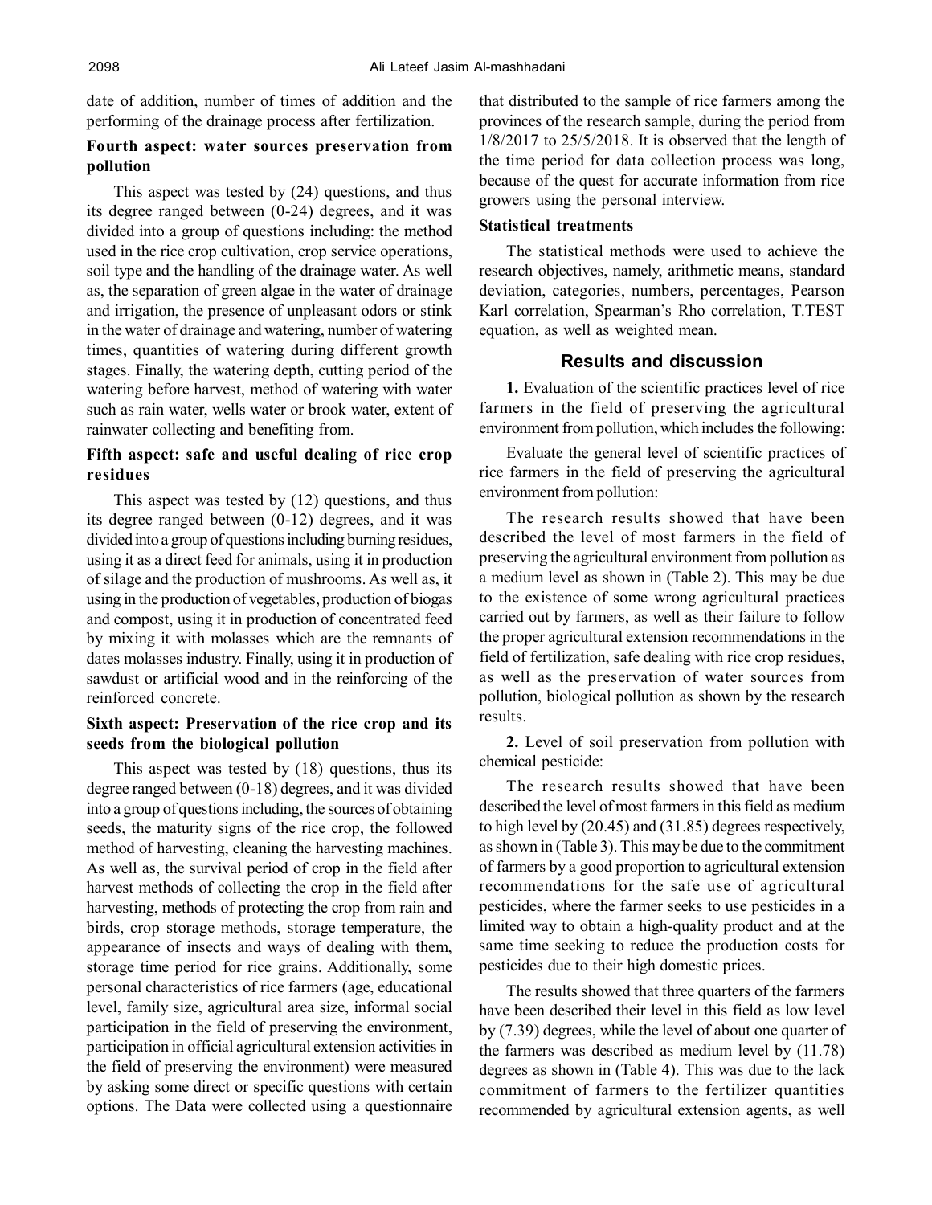date of addition, number of times of addition and the performing of the drainage process after fertilization.

### Fourth aspect: water sources preservation from pollution

This aspect was tested by (24) questions, and thus its degree ranged between (0-24) degrees, and it was divided into a group of questions including: the method used in the rice crop cultivation, crop service operations, soil type and the handling of the drainage water. As well as, the separation of green algae in the water of drainage and irrigation, the presence of unpleasant odors or stink in the water of drainage and watering, number of watering times, quantities of watering during different growth stages. Finally, the watering depth, cutting period of the watering before harvest, method of watering with water such as rain water, wells water or brook water, extent of rainwater collecting and benefiting from.

### Fifth aspect: safe and useful dealing of rice crop residues

This aspect was tested by (12) questions, and thus its degree ranged between (0-12) degrees, and it was divided into a group of questions including burning residues, using it as a direct feed for animals, using it in production of silage and the production of mushrooms. As well as, it using in the production of vegetables, production of biogas and compost, using it in production of concentrated feed by mixing it with molasses which are the remnants of dates molasses industry. Finally, using it in production of sawdust or artificial wood and in the reinforcing of the reinforced concrete.

### Sixth aspect: Preservation of the rice crop and its seeds from the biological pollution

This aspect was tested by (18) questions, thus its degree ranged between (0-18) degrees, and it was divided into a group of questions including, the sources of obtaining seeds, the maturity signs of the rice crop, the followed method of harvesting, cleaning the harvesting machines. As well as, the survival period of crop in the field after harvest methods of collecting the crop in the field after harvesting, methods of protecting the crop from rain and birds, crop storage methods, storage temperature, the appearance of insects and ways of dealing with them, storage time period for rice grains. Additionally, some personal characteristics of rice farmers (age, educational level, family size, agricultural area size, informal social participation in the field of preserving the environment, participation in official agricultural extension activities in the field of preserving the environment) were measured by asking some direct or specific questions with certain options. The Data were collected using a questionnaire that distributed to the sample of rice farmers among the provinces of the research sample, during the period from 1/8/2017 to 25/5/2018. It is observed that the length of the time period for data collection process was long, because of the quest for accurate information from rice growers using the personal interview.

### Statistical treatments

The statistical methods were used to achieve the research objectives, namely, arithmetic means, standard deviation, categories, numbers, percentages, Pearson Karl correlation, Spearman's Rho correlation, T.TEST equation, as well as weighted mean.

## Results and discussion

**1.** Evaluation of the scientific practices level of rice farmers in the field of preserving the agricultural environment from pollution, which includes the following:

Evaluate the general level of scientific practices of rice farmers in the field of preserving the agricultural environment from pollution:

The research results showed that have been described the level of most farmers in the field of preserving the agricultural environment from pollution as a medium level as shown in (Table 2). This may be due to the existence of some wrong agricultural practices carried out by farmers, as well as their failure to follow the proper agricultural extension recommendations in the field of fertilization, safe dealing with rice crop residues, as well as the preservation of water sources from pollution, biological pollution as shown by the research results.

**2.** Level of soil preservation from pollution with chemical pesticide:

The research results showed that have been described the level of most farmers in this field as medium to high level by (20.45) and (31.85) degrees respectively, as shown in (Table 3). This may be due to the commitment of farmers by a good proportion to agricultural extension recommendations for the safe use of agricultural pesticides, where the farmer seeks to use pesticides in a limited way to obtain a high-quality product and at the same time seeking to reduce the production costs for pesticides due to their high domestic prices.

The results showed that three quarters of the farmers have been described their level in this field as low level by (7.39) degrees, while the level of about one quarter of the farmers was described as medium level by (11.78) degrees as shown in (Table 4). This was due to the lack commitment of farmers to the fertilizer quantities recommended by agricultural extension agents, as well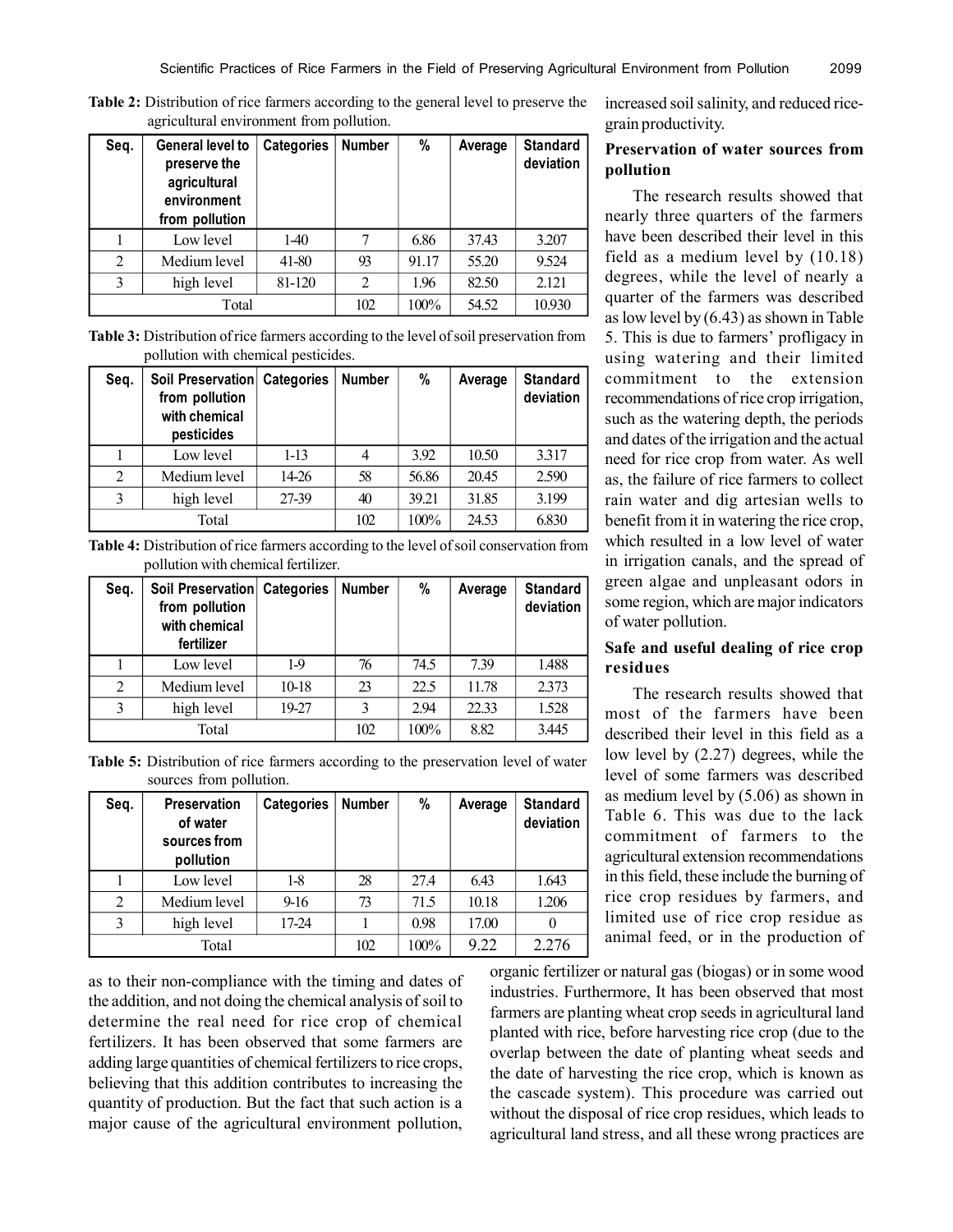**Table 2:** Distribution of rice farmers according to the general level to preserve the agricultural environment from pollution.

| Seq. | General level to preserve the agricultural environment from pollution | Categories | Number | % | Average | Standard deviation |
|---|---|---|---|---|---|---|
| 1 | Low level | 1-40 | 7 | 6.86 | 37.43 | 3.207 |
| 2 | Medium level | 41-80 | 93 | 91.17 | 55.20 | 9.524 |
| 3 | high level | 81-120 | 2 | 1.96 | 82.50 | 2.121 |
| Total | | | 102 | 100% | 54.52 | 10.930 |

**Table 3:** Distribution of rice farmers according to the level of soil preservation from pollution with chemical pesticides.

| Seq. | Soil Preservation from pollution with chemical pesticides | Categories | Number | % | Average | Standard deviation |
|---|---|---|---|---|---|---|
| 1 | Low level | 1-13 | 4 | 3.92 | 10.50 | 3.317 |
| 2 | Medium level | 14-26 | 58 | 56.86 | 20.45 | 2.590 |
| 3 | high level | 27-39 | 40 | 39.21 | 31.85 | 3.199 |
| Total | | | 102 | 100% | 24.53 | 6.830 |

**Table 4:** Distribution of rice farmers according to the level of soil conservation from pollution with chemical fertilizer.

| Seq. | Soil Preservation from pollution with chemical fertilizer | Categories | Number | % | Average | Standard deviation |
|---|---|---|---|---|---|---|
| 1 | Low level | 1-9 | 76 | 74.5 | 7.39 | 1.488 |
| 2 | Medium level | 10-18 | 23 | 22.5 | 11.78 | 2.373 |
| 3 | high level | 19-27 | 3 | 2.94 | 22.33 | 1.528 |
| Total | | | 102 | 100% | 8.82 | 3.445 |

**Table 5:** Distribution of rice farmers according to the preservation level of water sources from pollution.

| Seq. | Preservation of water sources from pollution | Categories | Number | % | Average | Standard deviation |
|---|---|---|---|---|---|---|
| 1 | Low level | 1-8 | 28 | 27.4 | 6.43 | 1.643 |
| 2 | Medium level | 9-16 | 73 | 71.5 | 10.18 | 1.206 |
| 3 | high level | 17-24 | 1 | 0.98 | 17.00 | 0 |
| Total | | | 102 | 100% | 9.22 | 2.276 |

as to their non-compliance with the timing and dates of the addition, and not doing the chemical analysis of soil to determine the real need for rice crop of chemical fertilizers. It has been observed that some farmers are adding large quantities of chemical fertilizers to rice crops, believing that this addition contributes to increasing the quantity of production. But the fact that such action is a major cause of the agricultural environment pollution, increased soil salinity, and reduced rice-grain productivity.

### Preservation of water sources from pollution

The research results showed that nearly three quarters of the farmers have been described their level in this field as a medium level by (10.18) degrees, while the level of nearly a quarter of the farmers was described as low level by (6.43) as shown in Table 5. This is due to farmers' profligacy in using watering and their limited commitment to the extension recommendations of rice crop irrigation, such as the watering depth, the periods and dates of the irrigation and the actual need for rice crop from water. As well as, the failure of rice farmers to collect rain water and dig artesian wells to benefit from it in watering the rice crop, which resulted in a low level of water in irrigation canals, and the spread of green algae and unpleasant odors in some region, which are major indicators of water pollution.

### Safe and useful dealing of rice crop residues

The research results showed that most of the farmers have been described their level in this field as a low level by (2.27) degrees, while the level of some farmers was described as medium level by (5.06) as shown in Table 6. This was due to the lack commitment of farmers to the agricultural extension recommendations in this field, these include the burning of rice crop residues by farmers, and limited use of rice crop residue as animal feed, or in the production of organic fertilizer or natural gas (biogas) or in some wood industries. Furthermore, It has been observed that most farmers are planting wheat crop seeds in agricultural land planted with rice, before harvesting rice crop (due to the overlap between the date of planting wheat seeds and the date of harvesting the rice crop, which is known as the cascade system). This procedure was carried out without the disposal of rice crop residues, which leads to agricultural land stress, and all these wrong practices are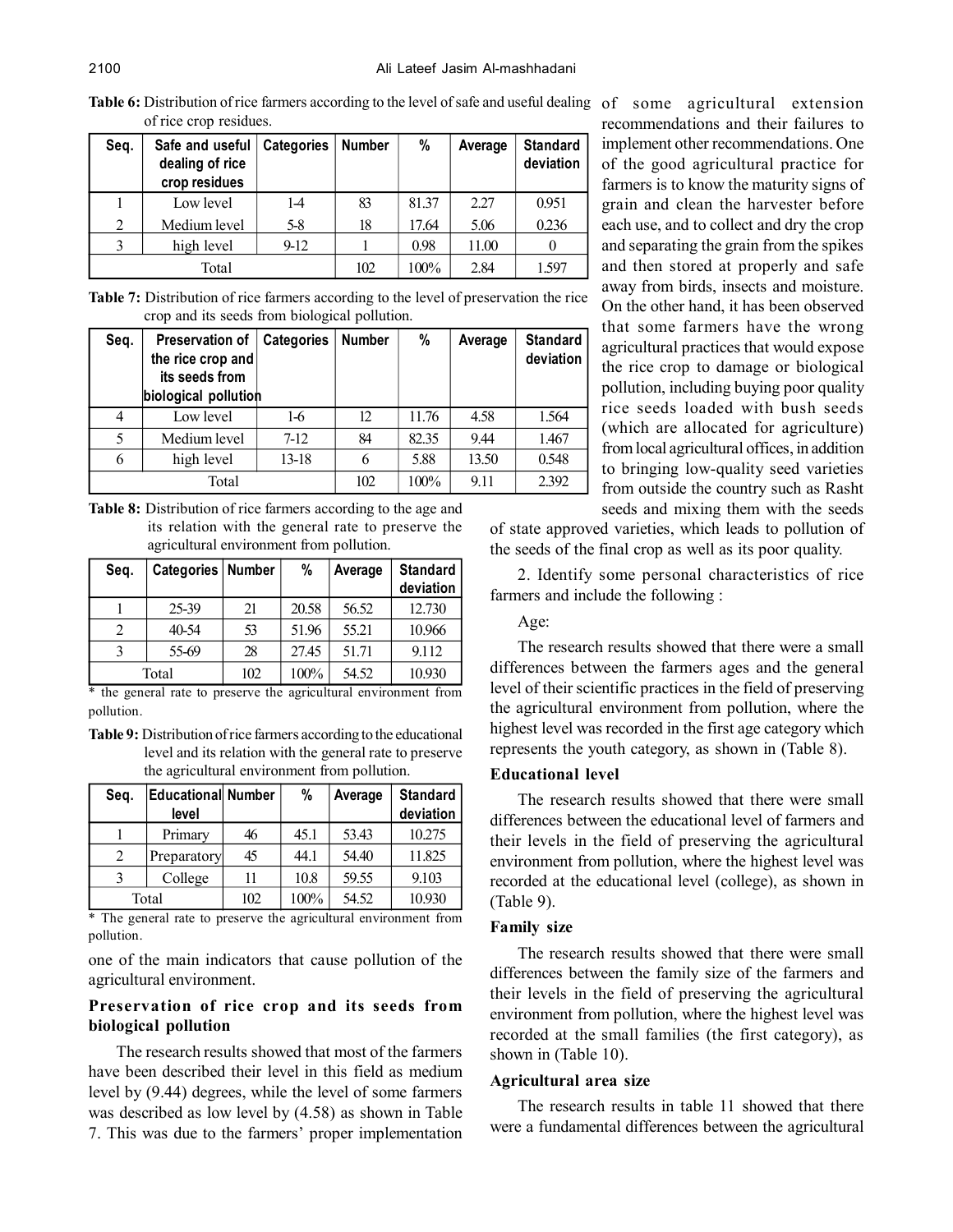**Table 6:** Distribution of rice farmers according to the level of safe and useful dealing of rice crop residues.

| Seq. | Safe and useful dealing of rice crop residues | Categories | Number | % | Average | Standard deviation |
|---|---|---|---|---|---|---|
| 1 | Low level | 1-4 | 83 | 81.37 | 2.27 | 0.951 |
| 2 | Medium level | 5-8 | 18 | 17.64 | 5.06 | 0.236 |
| 3 | high level | 9-12 | 1 | 0.98 | 11.00 | 0 |
| Total | | | 102 | 100% | 2.84 | 1.597 |

**Table 7:** Distribution of rice farmers according to the level of preservation the rice crop and its seeds from biological pollution.

| Seq. | Preservation of the rice crop and its seeds from biological pollution | Categories | Number | % | Average | Standard deviation |
|---|---|---|---|---|---|---|
| 4 | Low level | 1-6 | 12 | 11.76 | 4.58 | 1.564 |
| 5 | Medium level | 7-12 | 84 | 82.35 | 9.44 | 1.467 |
| 6 | high level | 13-18 | 6 | 5.88 | 13.50 | 0.548 |
| Total | | | 102 | 100% | 9.11 | 2.392 |

**Table 8:** Distribution of rice farmers according to the age and its relation with the general rate to preserve the agricultural environment from pollution.

| Seq. | Categories | Number | % | Average | Standard deviation |
|---|---|---|---|---|---|
| 1 | 25-39 | 21 | 20.58 | 56.52 | 12.730 |
| 2 | 40-54 | 53 | 51.96 | 55.21 | 10.966 |
| 3 | 55-69 | 28 | 27.45 | 51.71 | 9.112 |
| Total | | 102 | 100% | 54.52 | 10.930 |

* the general rate to preserve the agricultural environment from pollution.

**Table 9:** Distribution of rice farmers according to the educational level and its relation with the general rate to preserve the agricultural environment from pollution.

| Seq. | Educational level | Number | % | Average | Standard deviation |
|---|---|---|---|---|---|
| 1 | Primary | 46 | 45.1 | 53.43 | 10.275 |
| 2 | Preparatory | 45 | 44.1 | 54.40 | 11.825 |
| 3 | College | 11 | 10.8 | 59.55 | 9.103 |
| Total | | 102 | 100% | 54.52 | 10.930 |

* The general rate to preserve the agricultural environment from pollution.

one of the main indicators that cause pollution of the agricultural environment.

### Preservation of rice crop and its seeds from biological pollution

The research results showed that most of the farmers have been described their level in this field as medium level by (9.44) degrees, while the level of some farmers was described as low level by (4.58) as shown in Table 7. This was due to the farmers' proper implementation of some agricultural extension recommendations and their failures to implement other recommendations. One of the good agricultural practice for farmers is to know the maturity signs of grain and clean the harvester before each use, and to collect and dry the crop and separating the grain from the spikes and then stored at properly and safe away from birds, insects and moisture. On the other hand, it has been observed that some farmers have the wrong agricultural practices that would expose the rice crop to damage or biological pollution, including buying poor quality rice seeds loaded with bush seeds (which are allocated for agriculture) from local agricultural offices, in addition to bringing low-quality seed varieties from outside the country such as Rasht seeds and mixing them with the seeds of state approved varieties, which leads to pollution of the seeds of the final crop as well as its poor quality.

2. Identify some personal characteristics of rice farmers and include the following :

Age:

The research results showed that there were a small differences between the farmers ages and the general level of their scientific practices in the field of preserving the agricultural environment from pollution, where the highest level was recorded in the first age category which represents the youth category, as shown in (Table 8).

### Educational level

The research results showed that there were small differences between the educational level of farmers and their levels in the field of preserving the agricultural environment from pollution, where the highest level was recorded at the educational level (college), as shown in (Table 9).

### Family size

The research results showed that there were small differences between the family size of the farmers and their levels in the field of preserving the agricultural environment from pollution, where the highest level was recorded at the small families (the first category), as shown in (Table 10).

### Agricultural area size

The research results in table 11 showed that there were a fundamental differences between the agricultural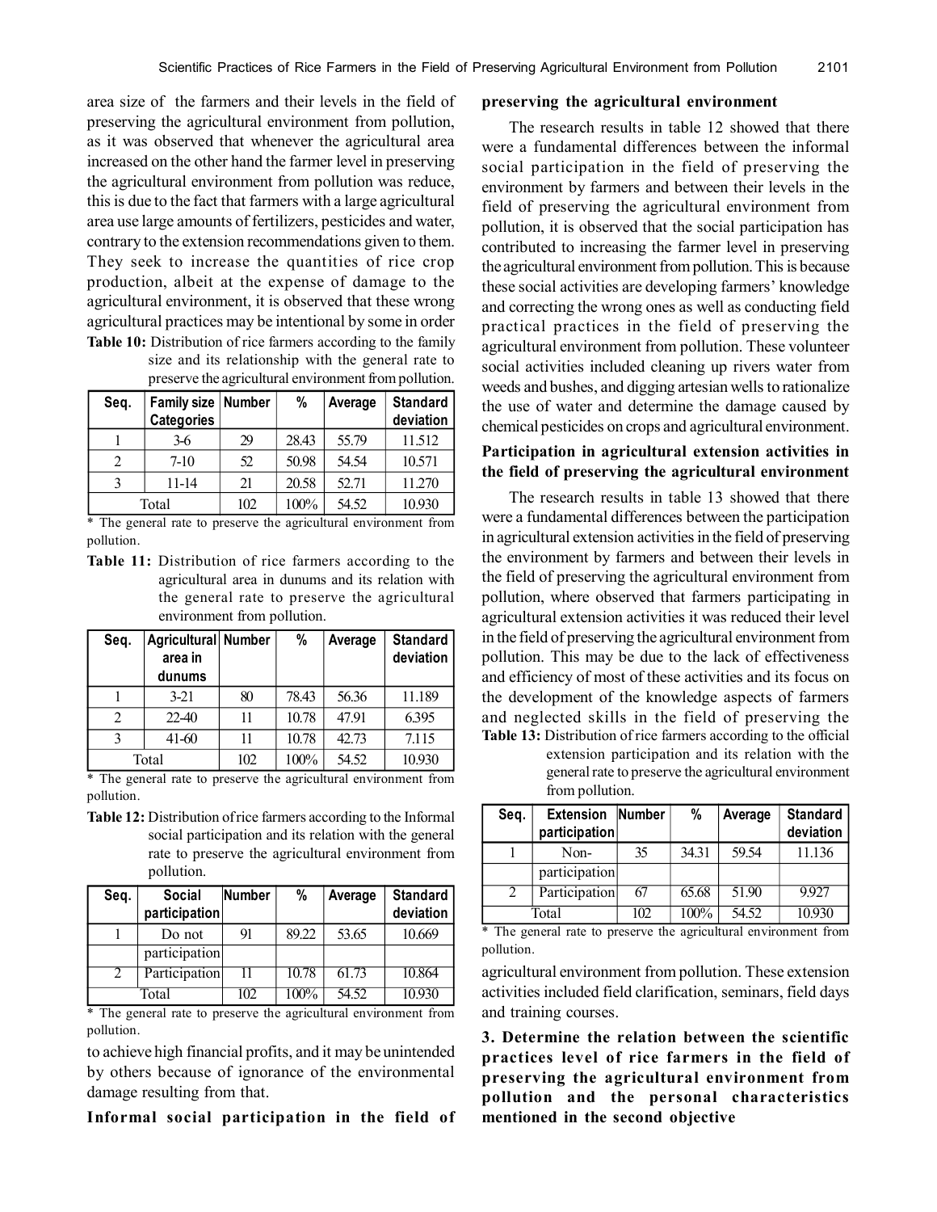area size of the farmers and their levels in the field of preserving the agricultural environment from pollution, as it was observed that whenever the agricultural area increased on the other hand the farmer level in preserving the agricultural environment from pollution was reduce, this is due to the fact that farmers with a large agricultural area use large amounts of fertilizers, pesticides and water, contrary to the extension recommendations given to them. They seek to increase the quantities of rice crop production, albeit at the expense of damage to the agricultural environment, it is observed that these wrong agricultural practices may be intentional by some in order to achieve high financial profits, and it may be unintended by others because of ignorance of the environmental damage resulting from that.

**Table 10:** Distribution of rice farmers according to the family size and its relationship with the general rate to preserve the agricultural environment from pollution.

| Seq. | Family size Categories | Number | % | Average | Standard deviation |
|---|---|---|---|---|---|
| 1 | 3-6 | 29 | 28.43 | 55.79 | 11.512 |
| 2 | 7-10 | 52 | 50.98 | 54.54 | 10.571 |
| 3 | 11-14 | 21 | 20.58 | 52.71 | 11.270 |
| Total | | 102 | 100% | 54.52 | 10.930 |

* The general rate to preserve the agricultural environment from pollution.

**Table 11:** Distribution of rice farmers according to the agricultural area in dunums and its relation with the general rate to preserve the agricultural environment from pollution.

| Seq. | Agricultural area in dunums | Number | % | Average | Standard deviation |
|---|---|---|---|---|---|
| 1 | 3-21 | 80 | 78.43 | 56.36 | 11.189 |
| 2 | 22-40 | 11 | 10.78 | 47.91 | 6.395 |
| 3 | 41-60 | 11 | 10.78 | 42.73 | 7.115 |
| Total | | 102 | 100% | 54.52 | 10.930 |

* The general rate to preserve the agricultural environment from pollution.

**Table 12:** Distribution of rice farmers according to the Informal social participation and its relation with the general rate to preserve the agricultural environment from pollution.

| Seq. | Social participation | Number | % | Average | Standard deviation |
|---|---|---|---|---|---|
| 1 | Do not participation | 91 | 89.22 | 53.65 | 10.669 |
| 2 | Participation | 11 | 10.78 | 61.73 | 10.864 |
| Total | | 102 | 100% | 54.52 | 10.930 |

* The general rate to preserve the agricultural environment from pollution.

**Informal social participation in the field of preserving the agricultural environment**

The research results in table 12 showed that there were a fundamental differences between the informal social participation in the field of preserving the environment by farmers and between their levels in the field of preserving the agricultural environment from pollution, it is observed that the social participation has contributed to increasing the farmer level in preserving the agricultural environment from pollution. This is because these social activities are developing farmers' knowledge and correcting the wrong ones as well as conducting field practical practices in the field of preserving the agricultural environment from pollution. These volunteer social activities included cleaning up rivers water from weeds and bushes, and digging artesian wells to rationalize the use of water and determine the damage caused by chemical pesticides on crops and agricultural environment.

**Participation in agricultural extension activities in the field of preserving the agricultural environment**

The research results in table 13 showed that there were a fundamental differences between the participation in agricultural extension activities in the field of preserving the environment by farmers and between their levels in the field of preserving the agricultural environment from pollution, where observed that farmers participating in agricultural extension activities it was reduced their level in the field of preserving the agricultural environment from pollution. This may be due to the lack of effectiveness and efficiency of most of these activities and its focus on the development of the knowledge aspects of farmers and neglected skills in the field of preserving the agricultural environment from pollution. These extension activities included field clarification, seminars, field days and training courses.

**Table 13:** Distribution of rice farmers according to the official extension participation and its relation with the general rate to preserve the agricultural environment from pollution.

| Seq. | Extension participation | Number | % | Average | Standard deviation |
|---|---|---|---|---|---|
| 1 | Non-participation | 35 | 34.31 | 59.54 | 11.136 |
| 2 | Participation | 67 | 65.68 | 51.90 | 9.927 |
| Total | | 102 | 100% | 54.52 | 10.930 |

* The general rate to preserve the agricultural environment from pollution.

**3. Determine the relation between the scientific practices level of rice farmers in the field of preserving the agricultural environment from pollution and the personal characteristics mentioned in the second objective**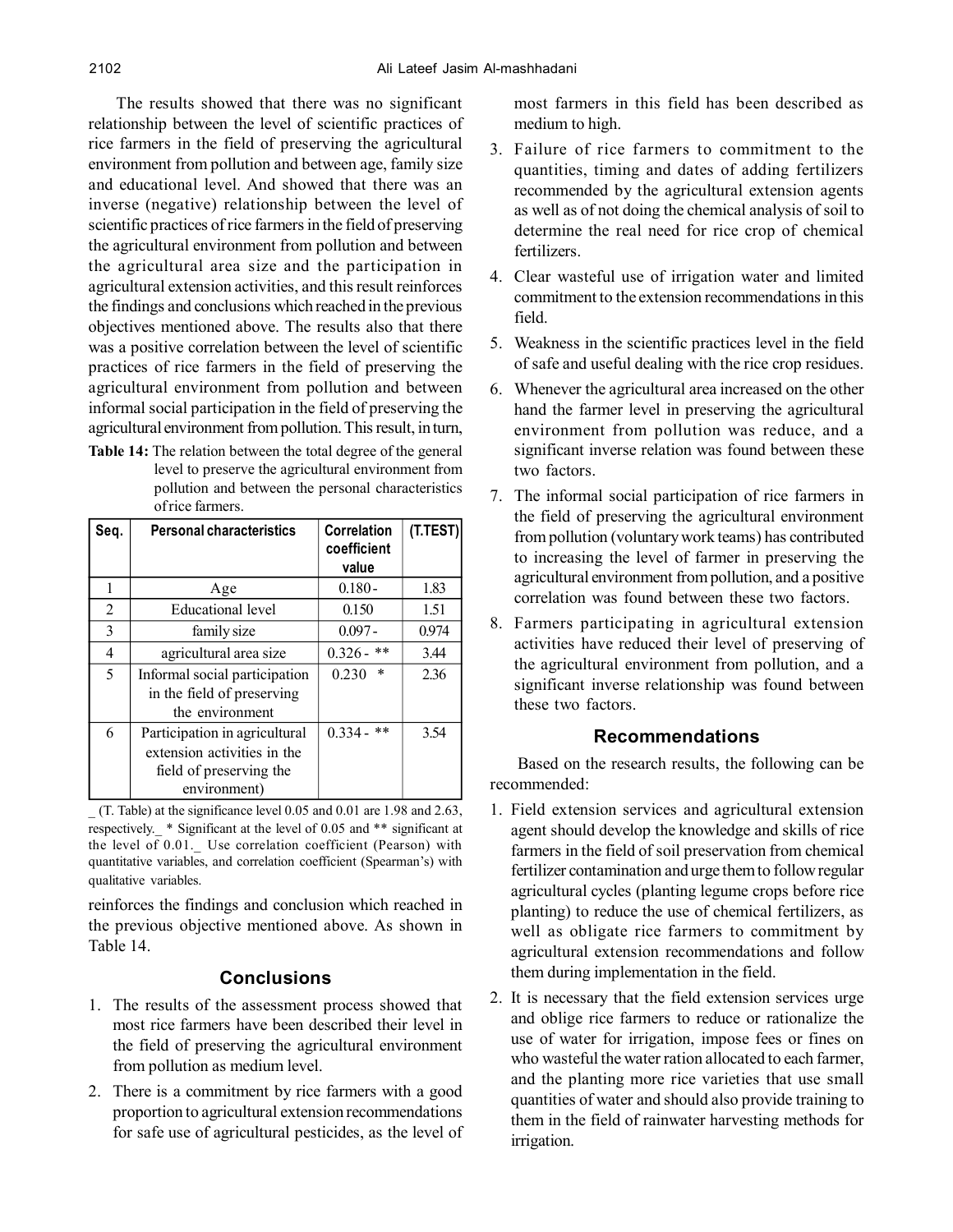The results showed that there was no significant relationship between the level of scientific practices of rice farmers in the field of preserving the agricultural environment from pollution and between age, family size and educational level. And showed that there was an inverse (negative) relationship between the level of scientific practices of rice farmers in the field of preserving the agricultural environment from pollution and between the agricultural area size and the participation in agricultural extension activities, and this result reinforces the findings and conclusions which reached in the previous objectives mentioned above. The results also that there was a positive correlation between the level of scientific practices of rice farmers in the field of preserving the agricultural environment from pollution and between informal social participation in the field of preserving the agricultural environment from pollution. This result, in turn, reinforces the findings and conclusion which reached in the previous objective mentioned above. As shown in Table 14.

**Table 14:** The relation between the total degree of the general level to preserve the agricultural environment from pollution and between the personal characteristics of rice farmers.

| Seq. | Personal characteristics | Correlation coefficient value | (T.TEST) |
|---|---|---|---|
| 1 | Age | 0.180 - | 1.83 |
| 2 | Educational level | 0.150 | 1.51 |
| 3 | family size | 0.097 - | 0.974 |
| 4 | agricultural area size | 0.326 - ** | 3.44 |
| 5 | Informal social participation in the field of preserving the environment | 0.230 * | 2.36 |
| 6 | Participation in agricultural extension activities in the field of preserving the environment) | 0.334 - ** | 3.54 |

_ (T. Table) at the significance level 0.05 and 0.01 are 1.98 and 2.63, respectively._ * Significant at the level of 0.05 and ** significant at the level of 0.01._ Use correlation coefficient (Pearson) with quantitative variables, and correlation coefficient (Spearman's) with qualitative variables.

## Conclusions

1. The results of the assessment process showed that most rice farmers have been described their level in the field of preserving the agricultural environment from pollution as medium level.
2. There is a commitment by rice farmers with a good proportion to agricultural extension recommendations for safe use of agricultural pesticides, as the level of most farmers in this field has been described as medium to high.
3. Failure of rice farmers to commitment to the quantities, timing and dates of adding fertilizers recommended by the agricultural extension agents as well as of not doing the chemical analysis of soil to determine the real need for rice crop of chemical fertilizers.
4. Clear wasteful use of irrigation water and limited commitment to the extension recommendations in this field.
5. Weakness in the scientific practices level in the field of safe and useful dealing with the rice crop residues.
6. Whenever the agricultural area increased on the other hand the farmer level in preserving the agricultural environment from pollution was reduce, and a significant inverse relation was found between these two factors.
7. The informal social participation of rice farmers in the field of preserving the agricultural environment from pollution (voluntary work teams) has contributed to increasing the level of farmer in preserving the agricultural environment from pollution, and a positive correlation was found between these two factors.
8. Farmers participating in agricultural extension activities have reduced their level of preserving of the agricultural environment from pollution, and a significant inverse relationship was found between these two factors.

## Recommendations

Based on the research results, the following can be recommended:

1. Field extension services and agricultural extension agent should develop the knowledge and skills of rice farmers in the field of soil preservation from chemical fertilizer contamination and urge them to follow regular agricultural cycles (planting legume crops before rice planting) to reduce the use of chemical fertilizers, as well as obligate rice farmers to commitment by agricultural extension recommendations and follow them during implementation in the field.
2. It is necessary that the field extension services urge and oblige rice farmers to reduce or rationalize the use of water for irrigation, impose fees or fines on who wasteful the water ration allocated to each farmer, and the planting more rice varieties that use small quantities of water and should also provide training to them in the field of rainwater harvesting methods for irrigation.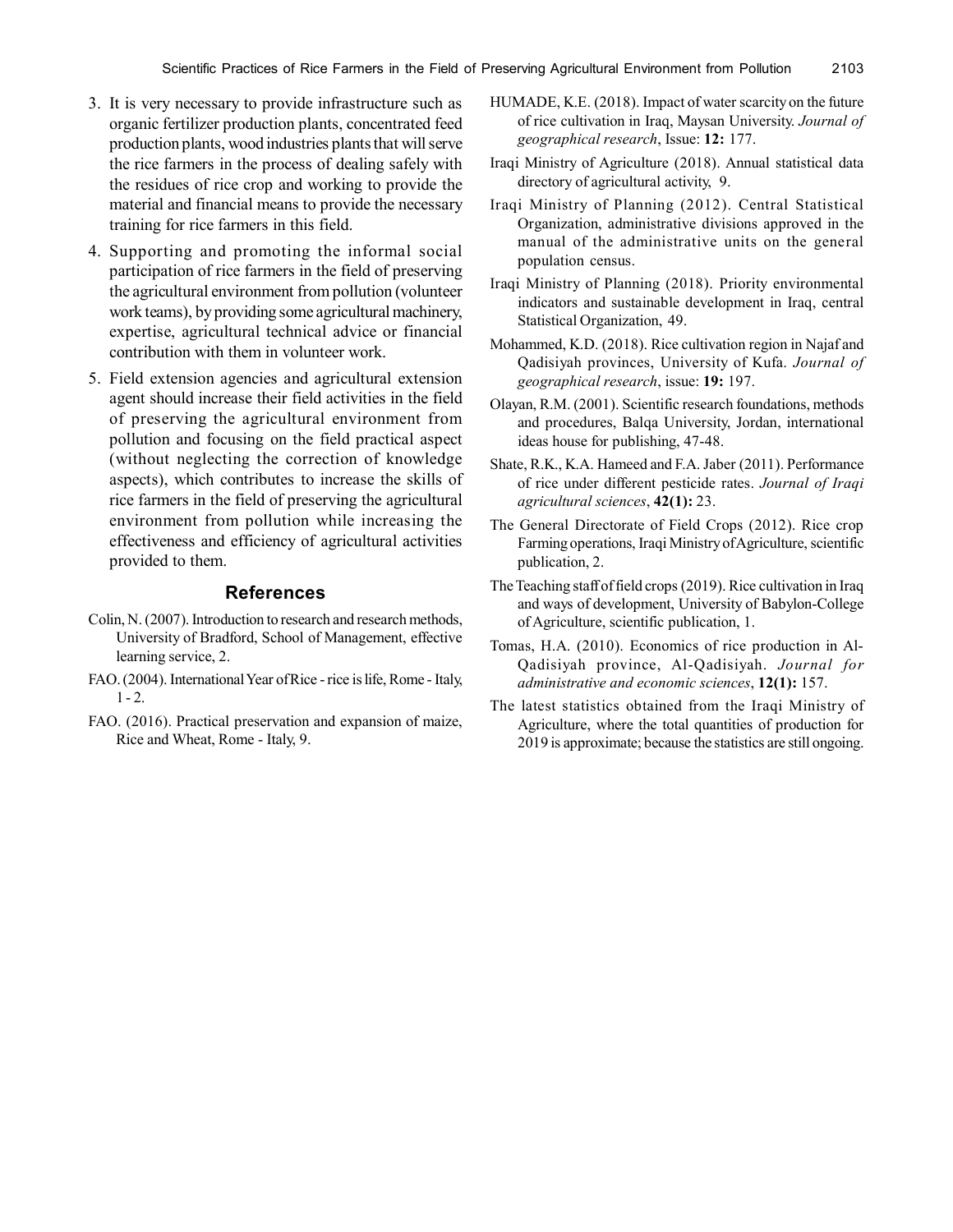3. It is very necessary to provide infrastructure such as organic fertilizer production plants, concentrated feed production plants, wood industries plants that will serve the rice farmers in the process of dealing safely with the residues of rice crop and working to provide the material and financial means to provide the necessary training for rice farmers in this field.
4. Supporting and promoting the informal social participation of rice farmers in the field of preserving the agricultural environment from pollution (volunteer work teams), by providing some agricultural machinery, expertise, agricultural technical advice or financial contribution with them in volunteer work.
5. Field extension agencies and agricultural extension agent should increase their field activities in the field of preserving the agricultural environment from pollution and focusing on the field practical aspect (without neglecting the correction of knowledge aspects), which contributes to increase the skills of rice farmers in the field of preserving the agricultural environment from pollution while increasing the effectiveness and efficiency of agricultural activities provided to them.

## References

Colin, N. (2007). Introduction to research and research methods, University of Bradford, School of Management, effective learning service, 2.

FAO. (2004). International Year of Rice - rice is life, Rome - Italy, 1 - 2.

FAO. (2016). Practical preservation and expansion of maize, Rice and Wheat, Rome - Italy, 9.

HUMADE, K.E. (2018). Impact of water scarcity on the future of rice cultivation in Iraq, Maysan University. *Journal of geographical research*, Issue: **12:** 177.

Iraqi Ministry of Agriculture (2018). Annual statistical data directory of agricultural activity, 9.

Iraqi Ministry of Planning (2012). Central Statistical Organization, administrative divisions approved in the manual of the administrative units on the general population census.

Iraqi Ministry of Planning (2018). Priority environmental indicators and sustainable development in Iraq, central Statistical Organization, 49.

Mohammed, K.D. (2018). Rice cultivation region in Najaf and Qadisiyah provinces, University of Kufa. *Journal of geographical research*, issue: **19:** 197.

Olayan, R.M. (2001). Scientific research foundations, methods and procedures, Balqa University, Jordan, international ideas house for publishing, 47-48.

Shate, R.K., K.A. Hameed and F.A. Jaber (2011). Performance of rice under different pesticide rates. *Journal of Iraqi agricultural sciences*, **42(1):** 23.

The General Directorate of Field Crops (2012). Rice crop Farming operations, Iraqi Ministry of Agriculture, scientific publication, 2.

The Teaching staff of field crops (2019). Rice cultivation in Iraq and ways of development, University of Babylon-College of Agriculture, scientific publication, 1.

Tomas, H.A. (2010). Economics of rice production in Al-Qadisiyah province, Al-Qadisiyah. *Journal for administrative and economic sciences*, **12(1):** 157.

The latest statistics obtained from the Iraqi Ministry of Agriculture, where the total quantities of production for 2019 is approximate; because the statistics are still ongoing.